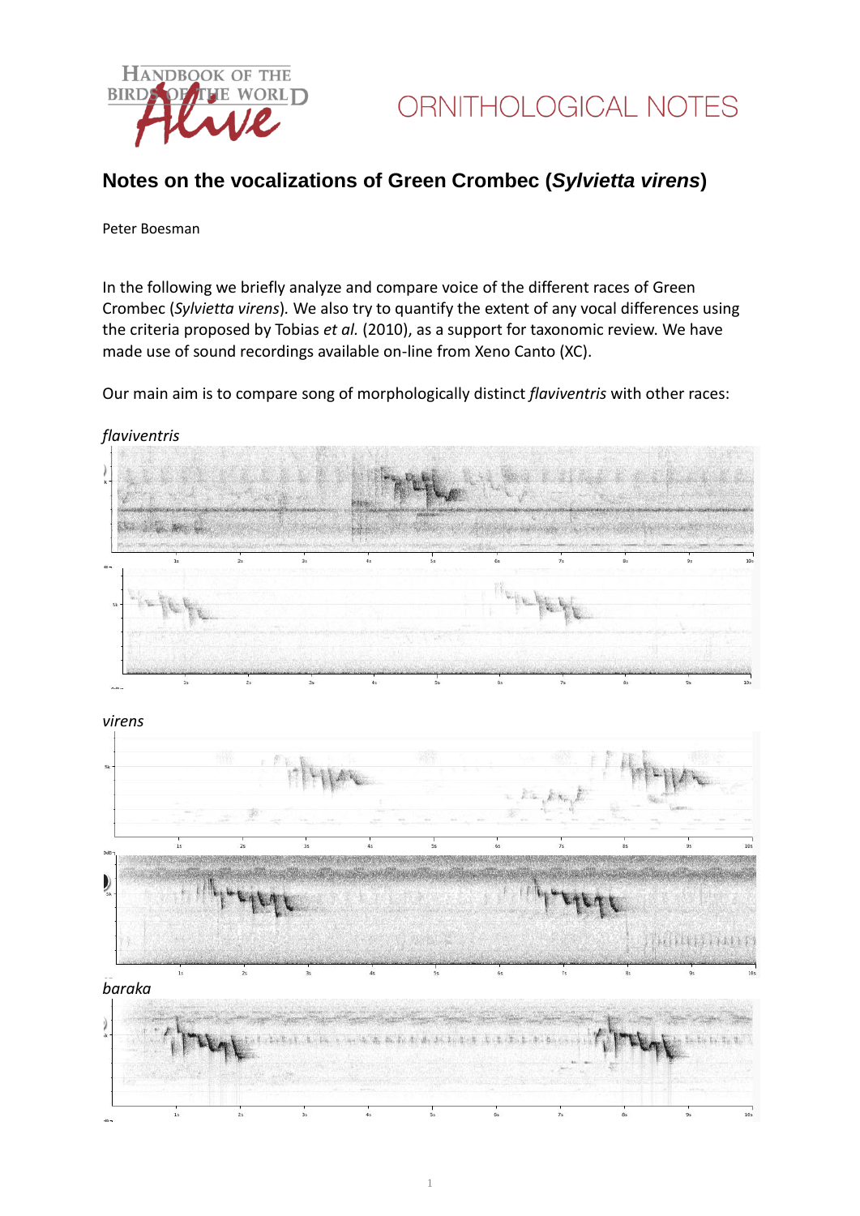ORNITHOLOGICAL NOTES

# Notes on the vocalizations of Green Crombec (*Sylvietta virens*)

Peter Boesman

In the following we briefly analyze and compare voice of the different races of Green Crombec (*Sylvietta virens*). We also try to quantify the extent of any vocal differences using the criteria proposed by Tobias *et al.* (2010), as a support for taxonomic review. We have made use of sound recordings available on-line from Xeno Canto (XC).

Our main aim is to compare song of morphologically distinct *flaviventris* with other races:

*flaviventris*

*virens*

*baraka*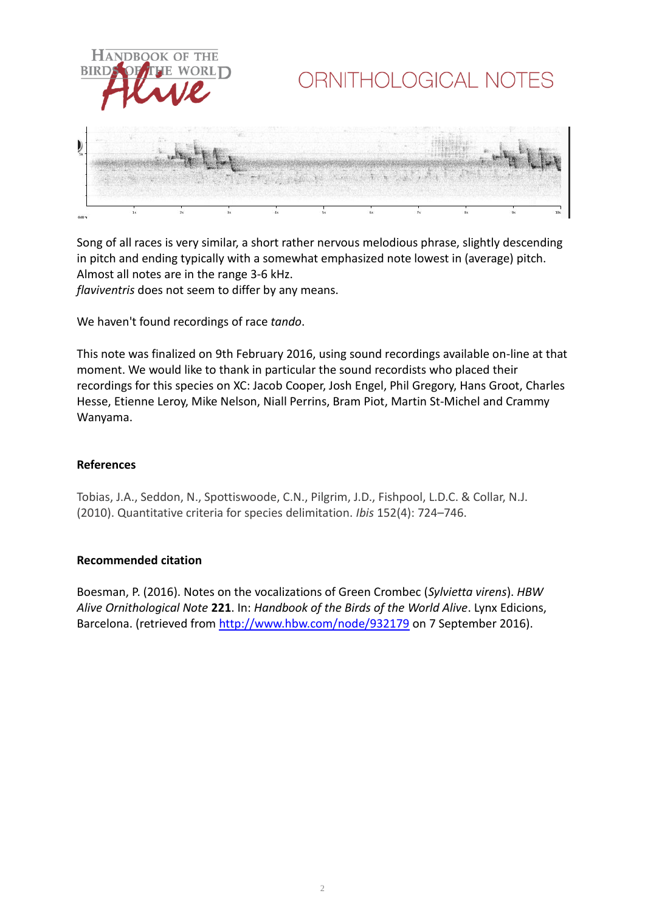Song of all races is very similar, a short rather nervous melodious phrase, slightly descending in pitch and ending typically with a somewhat emphasized note lowest in (average) pitch. Almost all notes are in the range 3-6 kHz.
*flaviventris* does not seem to differ by any means.

We haven't found recordings of race *tando*.

This note was finalized on 9th February 2016, using sound recordings available on-line at that moment. We would like to thank in particular the sound recordists who placed their recordings for this species on XC: Jacob Cooper, Josh Engel, Phil Gregory, Hans Groot, Charles Hesse, Etienne Leroy, Mike Nelson, Niall Perrins, Bram Piot, Martin St-Michel and Crammy Wanyama.

#### References

Tobias, J.A., Seddon, N., Spottiswoode, C.N., Pilgrim, J.D., Fishpool, L.D.C. & Collar, N.J. (2010). Quantitative criteria for species delimitation. *Ibis* 152(4): 724–746.

#### Recommended citation

Boesman, P. (2016). Notes on the vocalizations of Green Crombec (*Sylvietta virens*). *HBW Alive Ornithological Note* **221**. In: *Handbook of the Birds of the World Alive*. Lynx Edicions, Barcelona. (retrieved from http://www.hbw.com/node/932179 on 7 September 2016).